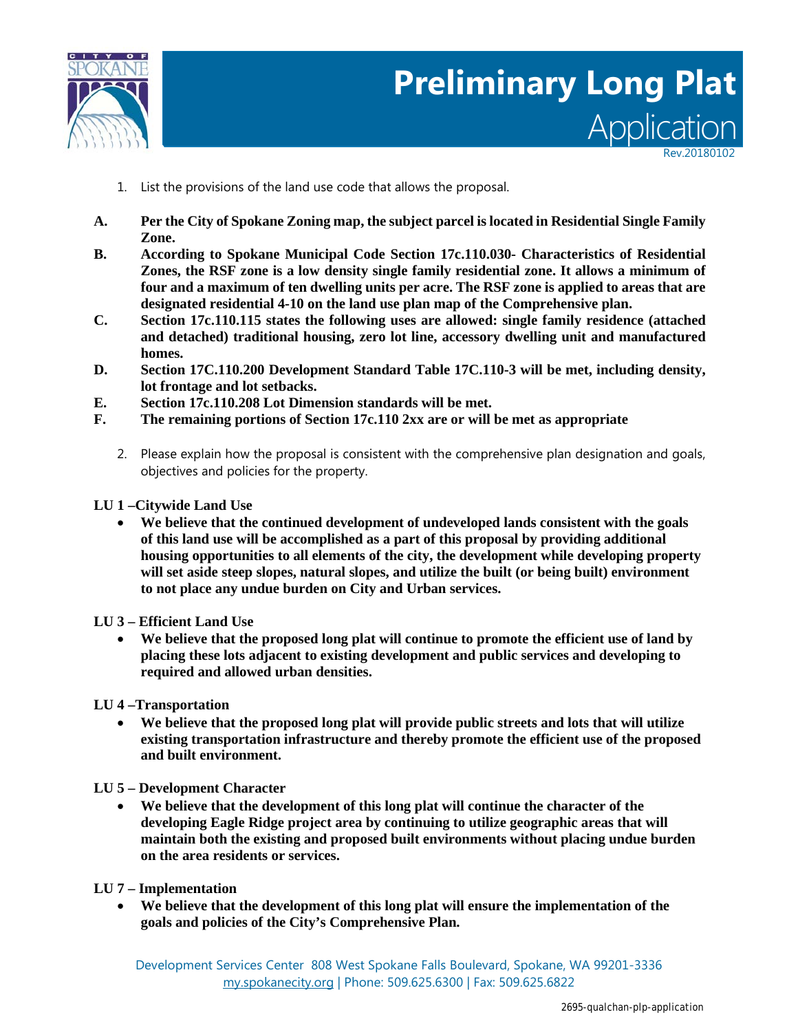# Preliminary Long Plat

## Application

Rev.20180102

1. List the provisions of the land use code that allows the proposal.

**A.** **Per the City of Spokane Zoning map, the subject parcel is located in Residential Single Family Zone.**

**B.** **According to Spokane Municipal Code Section 17c.110.030- Characteristics of Residential Zones, the RSF zone is a low density single family residential zone. It allows a minimum of four and a maximum of ten dwelling units per acre. The RSF zone is applied to areas that are designated residential 4-10 on the land use plan map of the Comprehensive plan.**

**C.** **Section 17c.110.115 states the following uses are allowed: single family residence (attached and detached) traditional housing, zero lot line, accessory dwelling unit and manufactured homes.**

**D.** **Section 17C.110.200 Development Standard Table 17C.110-3 will be met, including density, lot frontage and lot setbacks.**

**E.** **Section 17c.110.208 Lot Dimension standards will be met.**

**F.** **The remaining portions of Section 17c.110 2xx are or will be met as appropriate**

2. Please explain how the proposal is consistent with the comprehensive plan designation and goals, objectives and policies for the property.

**LU 1 –Citywide Land Use**

- **We believe that the continued development of undeveloped lands consistent with the goals of this land use will be accomplished as a part of this proposal by providing additional housing opportunities to all elements of the city, the development while developing property will set aside steep slopes, natural slopes, and utilize the built (or being built) environment to not place any undue burden on City and Urban services.**

**LU 3 – Efficient Land Use**

- **We believe that the proposed long plat will continue to promote the efficient use of land by placing these lots adjacent to existing development and public services and developing to required and allowed urban densities.**

**LU 4 –Transportation**

- **We believe that the proposed long plat will provide public streets and lots that will utilize existing transportation infrastructure and thereby promote the efficient use of the proposed and built environment.**

**LU 5 – Development Character**

- **We believe that the development of this long plat will continue the character of the developing Eagle Ridge project area by continuing to utilize geographic areas that will maintain both the existing and proposed built environments without placing undue burden on the area residents or services.**

**LU 7 – Implementation**

- **We believe that the development of this long plat will ensure the implementation of the goals and policies of the City's Comprehensive Plan.**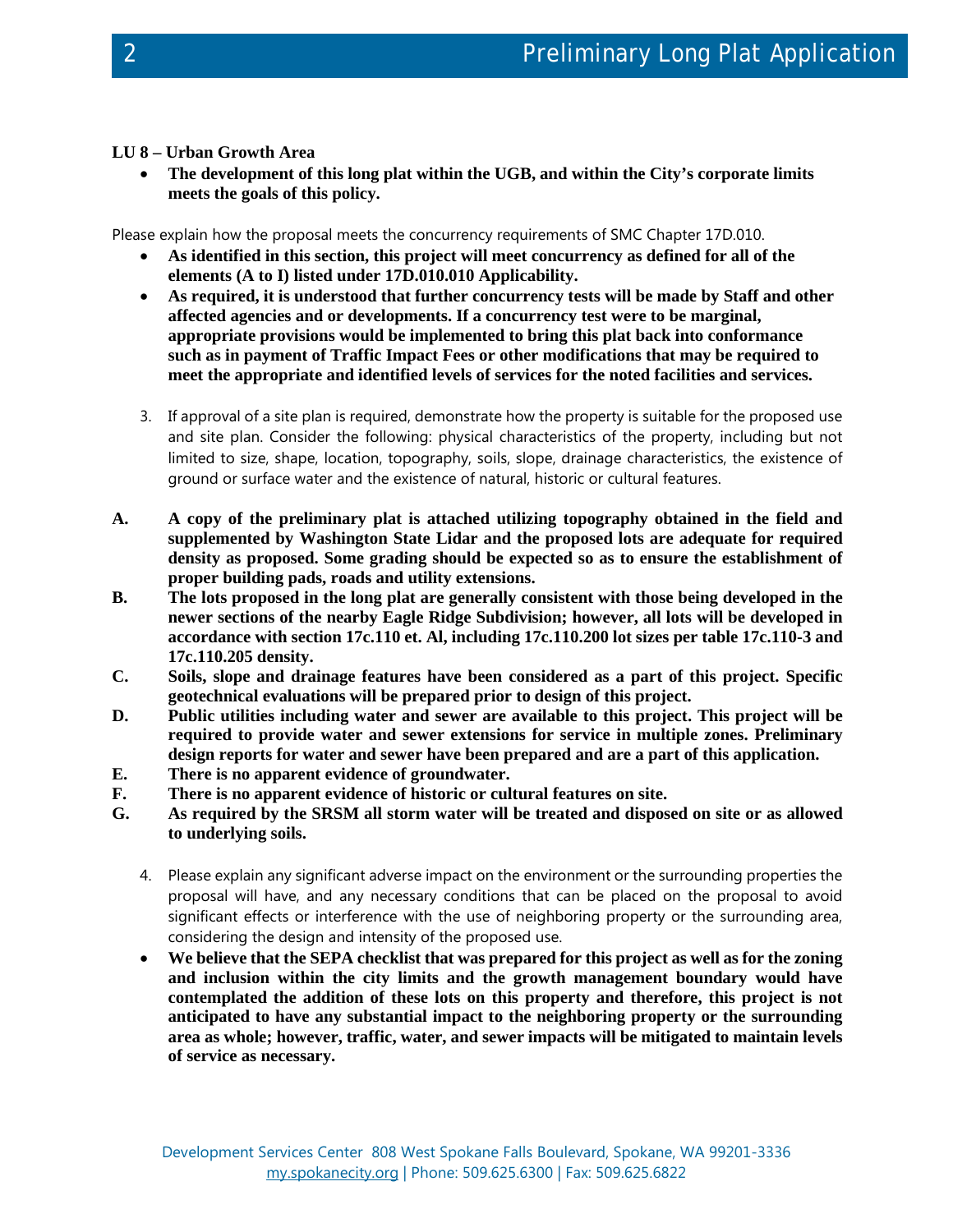**LU 8 – Urban Growth Area**

- **The development of this long plat within the UGB, and within the City's corporate limits meets the goals of this policy.**

Please explain how the proposal meets the concurrency requirements of SMC Chapter 17D.010.

- **As identified in this section, this project will meet concurrency as defined for all of the elements (A to I) listed under 17D.010.010 Applicability.**
- **As required, it is understood that further concurrency tests will be made by Staff and other affected agencies and or developments. If a concurrency test were to be marginal, appropriate provisions would be implemented to bring this plat back into conformance such as in payment of Traffic Impact Fees or other modifications that may be required to meet the appropriate and identified levels of services for the noted facilities and services.**

3. If approval of a site plan is required, demonstrate how the property is suitable for the proposed use and site plan. Consider the following: physical characteristics of the property, including but not limited to size, shape, location, topography, soils, slope, drainage characteristics, the existence of ground or surface water and the existence of natural, historic or cultural features.

**A. A copy of the preliminary plat is attached utilizing topography obtained in the field and supplemented by Washington State Lidar and the proposed lots are adequate for required density as proposed. Some grading should be expected so as to ensure the establishment of proper building pads, roads and utility extensions.**

**B. The lots proposed in the long plat are generally consistent with those being developed in the newer sections of the nearby Eagle Ridge Subdivision; however, all lots will be developed in accordance with section 17c.110 et. Al, including 17c.110.200 lot sizes per table 17c.110-3 and 17c.110.205 density.**

**C. Soils, slope and drainage features have been considered as a part of this project. Specific geotechnical evaluations will be prepared prior to design of this project.**

**D. Public utilities including water and sewer are available to this project. This project will be required to provide water and sewer extensions for service in multiple zones. Preliminary design reports for water and sewer have been prepared and are a part of this application.**

**E. There is no apparent evidence of groundwater.**

**F. There is no apparent evidence of historic or cultural features on site.**

**G. As required by the SRSM all storm water will be treated and disposed on site or as allowed to underlying soils.**

4. Please explain any significant adverse impact on the environment or the surrounding properties the proposal will have, and any necessary conditions that can be placed on the proposal to avoid significant effects or interference with the use of neighboring property or the surrounding area, considering the design and intensity of the proposed use.

- **We believe that the SEPA checklist that was prepared for this project as well as for the zoning and inclusion within the city limits and the growth management boundary would have contemplated the addition of these lots on this property and therefore, this project is not anticipated to have any substantial impact to the neighboring property or the surrounding area as whole; however, traffic, water, and sewer impacts will be mitigated to maintain levels of service as necessary.**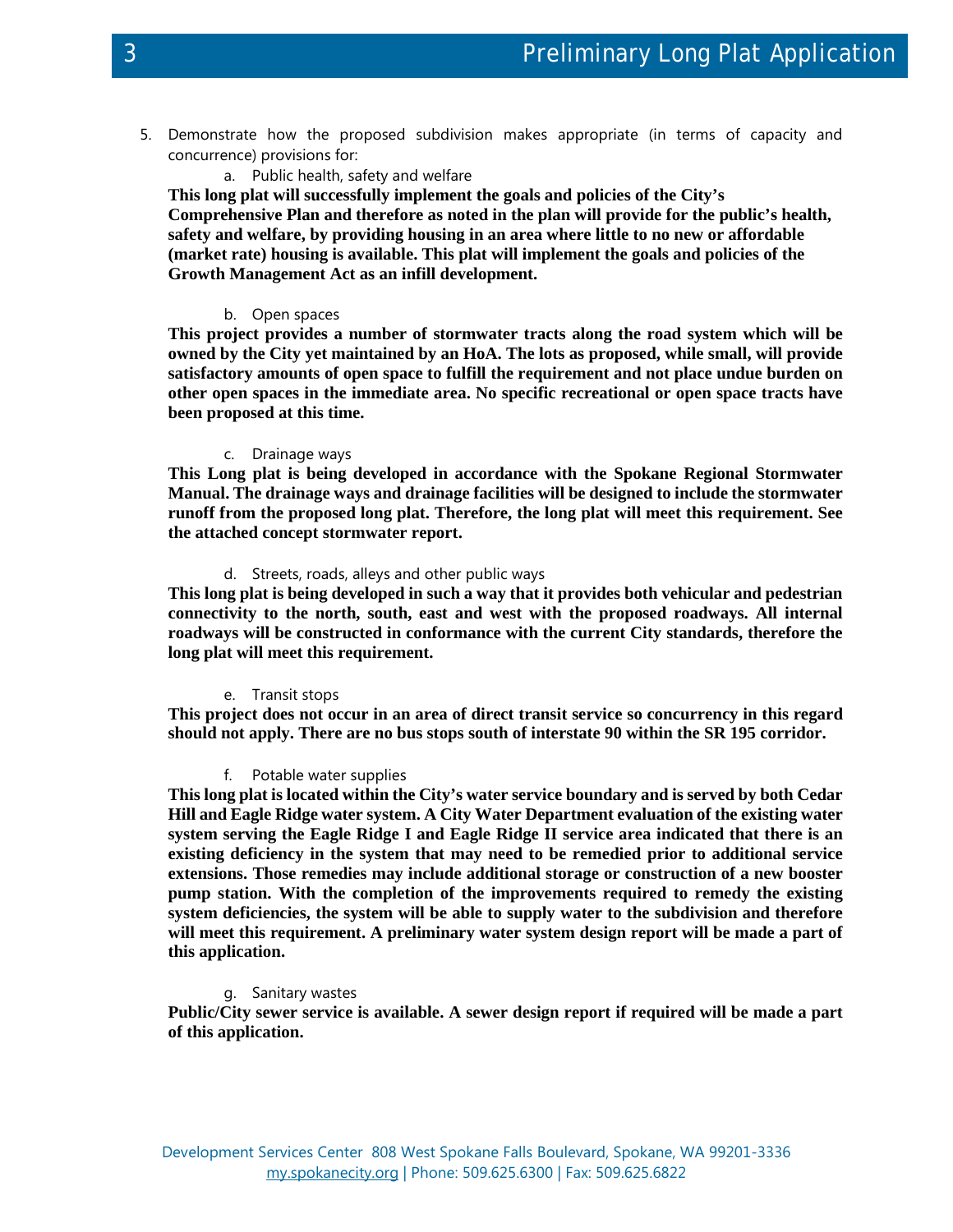5. Demonstrate how the proposed subdivision makes appropriate (in terms of capacity and concurrence) provisions for:

   a. Public health, safety and welfare

**This long plat will successfully implement the goals and policies of the City's Comprehensive Plan and therefore as noted in the plan will provide for the public's health, safety and welfare, by providing housing in an area where little to no new or affordable (market rate) housing is available. This plat will implement the goals and policies of the Growth Management Act as an infill development.**

   b. Open spaces

**This project provides a number of stormwater tracts along the road system which will be owned by the City yet maintained by an HoA. The lots as proposed, while small, will provide satisfactory amounts of open space to fulfill the requirement and not place undue burden on other open spaces in the immediate area. No specific recreational or open space tracts have been proposed at this time.**

   c. Drainage ways

**This Long plat is being developed in accordance with the Spokane Regional Stormwater Manual. The drainage ways and drainage facilities will be designed to include the stormwater runoff from the proposed long plat. Therefore, the long plat will meet this requirement. See the attached concept stormwater report.**

   d. Streets, roads, alleys and other public ways

**This long plat is being developed in such a way that it provides both vehicular and pedestrian connectivity to the north, south, east and west with the proposed roadways. All internal roadways will be constructed in conformance with the current City standards, therefore the long plat will meet this requirement.**

   e. Transit stops

**This project does not occur in an area of direct transit service so concurrency in this regard should not apply. There are no bus stops south of interstate 90 within the SR 195 corridor.**

   f. Potable water supplies

**This long plat is located within the City's water service boundary and is served by both Cedar Hill and Eagle Ridge water system. A City Water Department evaluation of the existing water system serving the Eagle Ridge I and Eagle Ridge II service area indicated that there is an existing deficiency in the system that may need to be remedied prior to additional service extensions. Those remedies may include additional storage or construction of a new booster pump station. With the completion of the improvements required to remedy the existing system deficiencies, the system will be able to supply water to the subdivision and therefore will meet this requirement. A preliminary water system design report will be made a part of this application.**

   g. Sanitary wastes

**Public/City sewer service is available. A sewer design report if required will be made a part of this application.**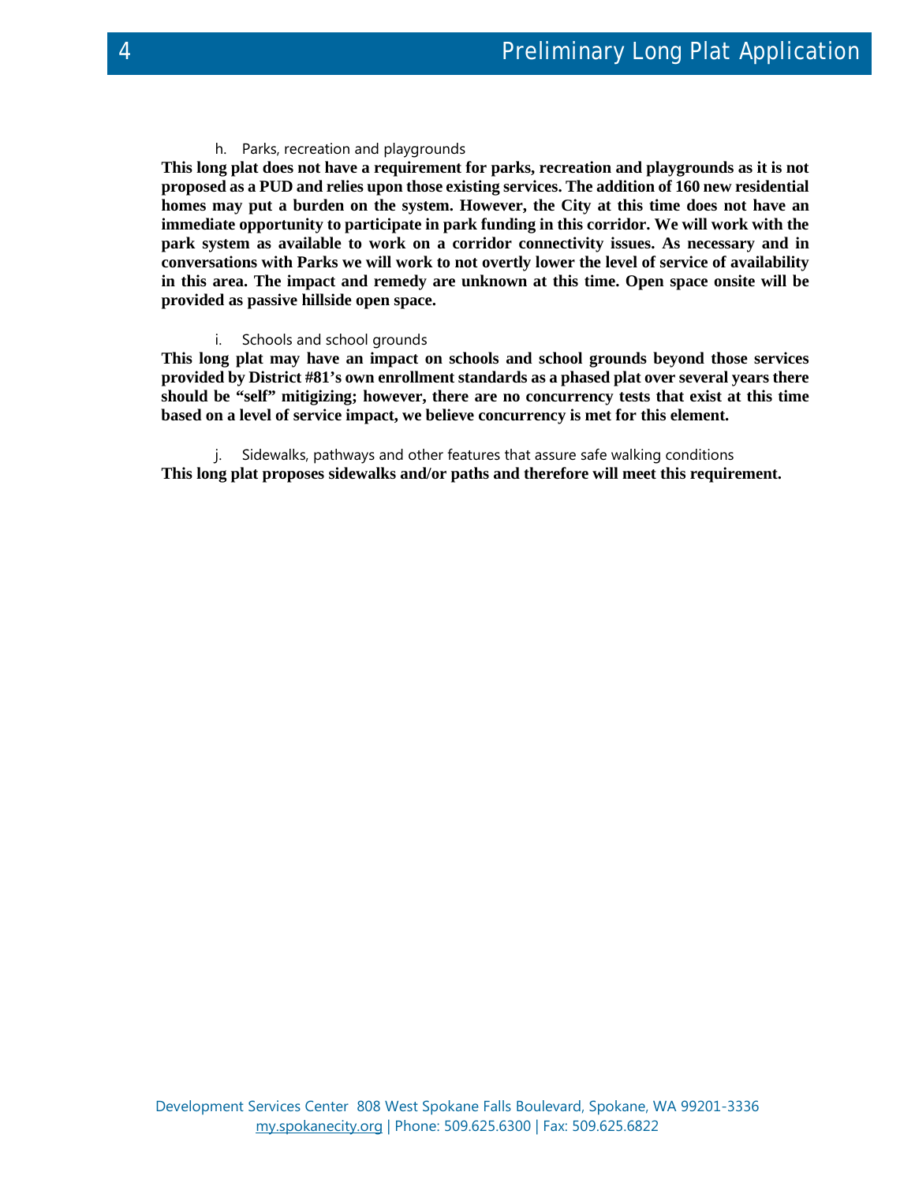h. Parks, recreation and playgrounds

**This long plat does not have a requirement for parks, recreation and playgrounds as it is not proposed as a PUD and relies upon those existing services. The addition of 160 new residential homes may put a burden on the system. However, the City at this time does not have an immediate opportunity to participate in park funding in this corridor. We will work with the park system as available to work on a corridor connectivity issues. As necessary and in conversations with Parks we will work to not overtly lower the level of service of availability in this area. The impact and remedy are unknown at this time. Open space onsite will be provided as passive hillside open space.**

i. Schools and school grounds

**This long plat may have an impact on schools and school grounds beyond those services provided by District #81's own enrollment standards as a phased plat over several years there should be "self" mitigizing; however, there are no concurrency tests that exist at this time based on a level of service impact, we believe concurrency is met for this element.**

j. Sidewalks, pathways and other features that assure safe walking conditions

**This long plat proposes sidewalks and/or paths and therefore will meet this requirement.**